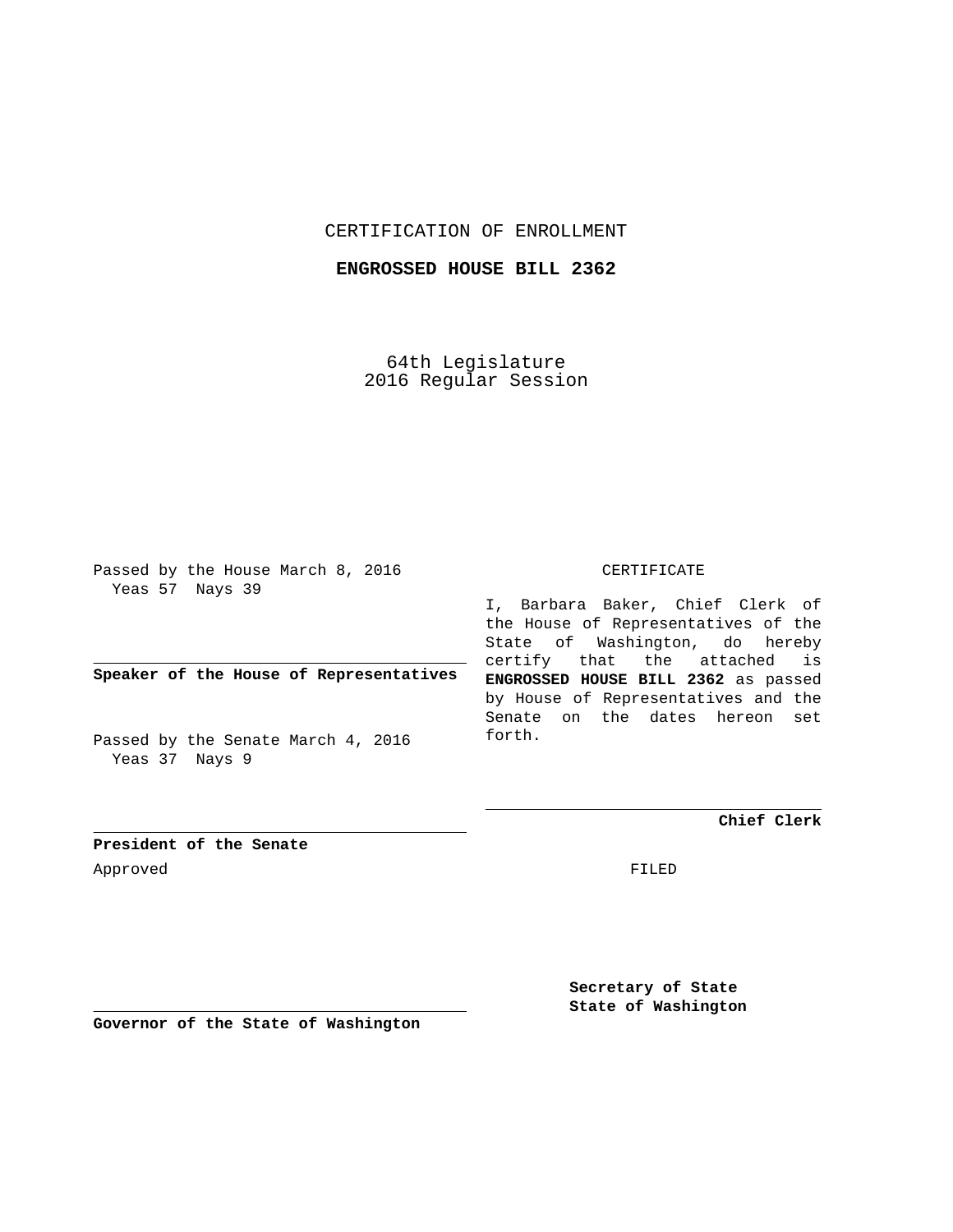CERTIFICATION OF ENROLLMENT

**ENGROSSED HOUSE BILL 2362**

64th Legislature
2016 Regular Session

Passed by the House March 8, 2016
Yeas 57 Nays 39

**Speaker of the House of Representatives**

Passed by the Senate March 4, 2016
Yeas 37 Nays 9

**President of the Senate**

Approved

**Governor of the State of Washington**

CERTIFICATE

I, Barbara Baker, Chief Clerk of the House of Representatives of the State of Washington, do hereby certify that the attached is **ENGROSSED HOUSE BILL 2362** as passed by House of Representatives and the Senate on the dates hereon set forth.

**Chief Clerk**

FILED

**Secretary of State**
**State of Washington**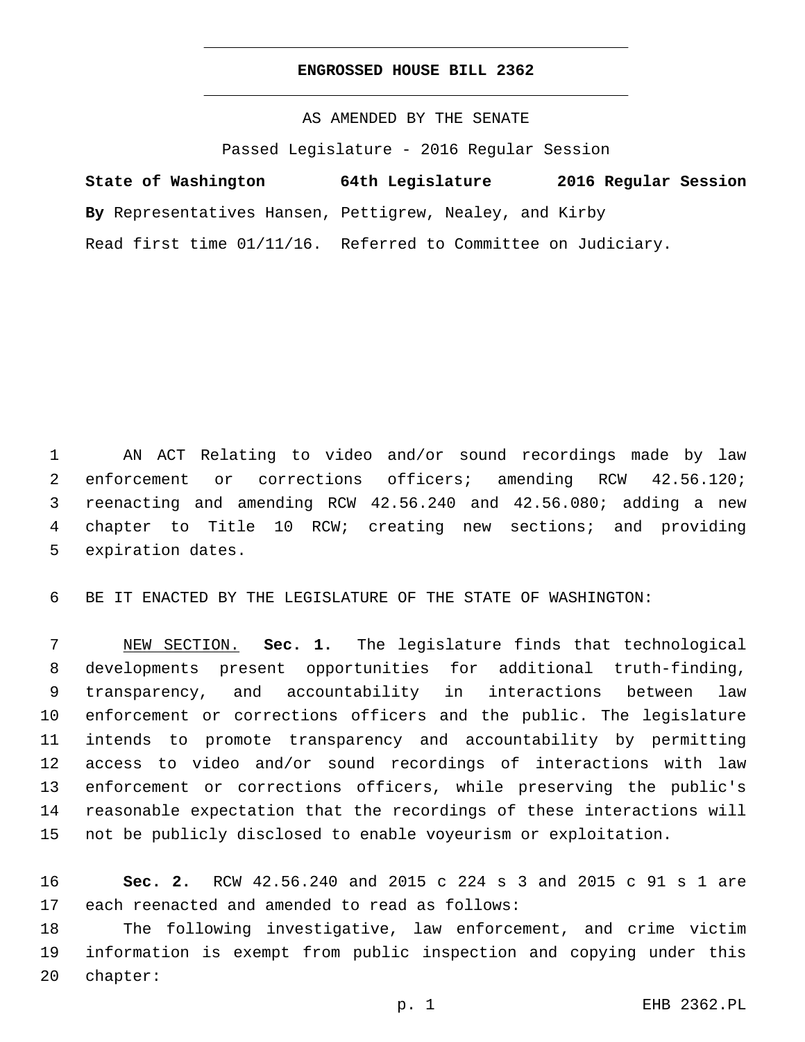**ENGROSSED HOUSE BILL 2362**

AS AMENDED BY THE SENATE

Passed Legislature - 2016 Regular Session

**State of Washington 64th Legislature 2016 Regular Session**

**By** Representatives Hansen, Pettigrew, Nealey, and Kirby

Read first time 01/11/16. Referred to Committee on Judiciary.

AN ACT Relating to video and/or sound recordings made by law enforcement or corrections officers; amending RCW 42.56.120; reenacting and amending RCW 42.56.240 and 42.56.080; adding a new chapter to Title 10 RCW; creating new sections; and providing expiration dates.

BE IT ENACTED BY THE LEGISLATURE OF THE STATE OF WASHINGTON:

NEW SECTION. **Sec. 1.** The legislature finds that technological developments present opportunities for additional truth-finding, transparency, and accountability in interactions between law enforcement or corrections officers and the public. The legislature intends to promote transparency and accountability by permitting access to video and/or sound recordings of interactions with law enforcement or corrections officers, while preserving the public's reasonable expectation that the recordings of these interactions will not be publicly disclosed to enable voyeurism or exploitation.

**Sec. 2.** RCW 42.56.240 and 2015 c 224 s 3 and 2015 c 91 s 1 are each reenacted and amended to read as follows:

The following investigative, law enforcement, and crime victim information is exempt from public inspection and copying under this chapter: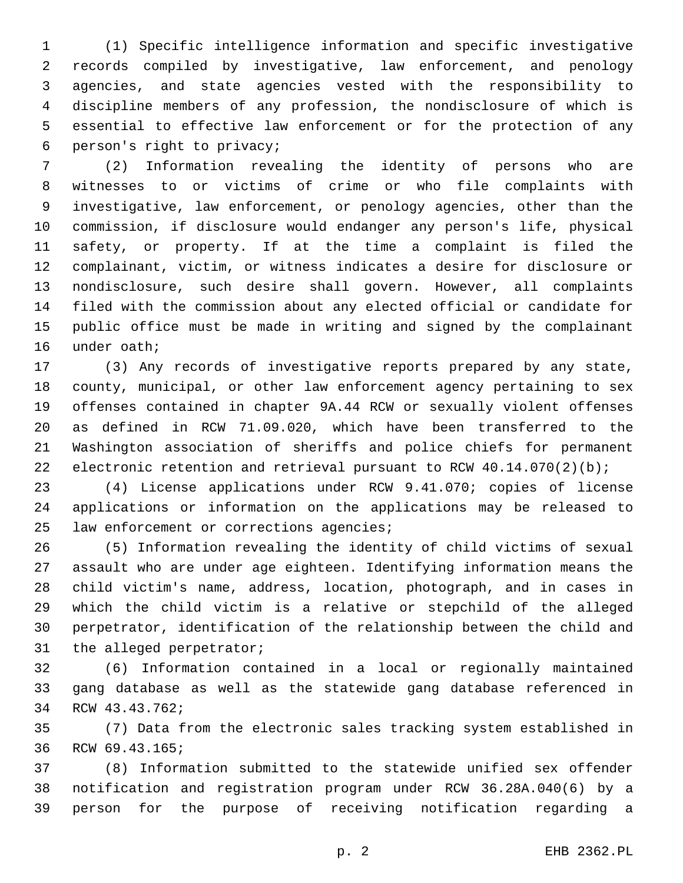(1) Specific intelligence information and specific investigative records compiled by investigative, law enforcement, and penology agencies, and state agencies vested with the responsibility to discipline members of any profession, the nondisclosure of which is essential to effective law enforcement or for the protection of any person's right to privacy;

(2) Information revealing the identity of persons who are witnesses to or victims of crime or who file complaints with investigative, law enforcement, or penology agencies, other than the commission, if disclosure would endanger any person's life, physical safety, or property. If at the time a complaint is filed the complainant, victim, or witness indicates a desire for disclosure or nondisclosure, such desire shall govern. However, all complaints filed with the commission about any elected official or candidate for public office must be made in writing and signed by the complainant under oath;

(3) Any records of investigative reports prepared by any state, county, municipal, or other law enforcement agency pertaining to sex offenses contained in chapter 9A.44 RCW or sexually violent offenses as defined in RCW 71.09.020, which have been transferred to the Washington association of sheriffs and police chiefs for permanent electronic retention and retrieval pursuant to RCW 40.14.070(2)(b);

(4) License applications under RCW 9.41.070; copies of license applications or information on the applications may be released to law enforcement or corrections agencies;

(5) Information revealing the identity of child victims of sexual assault who are under age eighteen. Identifying information means the child victim's name, address, location, photograph, and in cases in which the child victim is a relative or stepchild of the alleged perpetrator, identification of the relationship between the child and the alleged perpetrator;

(6) Information contained in a local or regionally maintained gang database as well as the statewide gang database referenced in RCW 43.43.762;

(7) Data from the electronic sales tracking system established in RCW 69.43.165;

(8) Information submitted to the statewide unified sex offender notification and registration program under RCW 36.28A.040(6) by a person for the purpose of receiving notification regarding a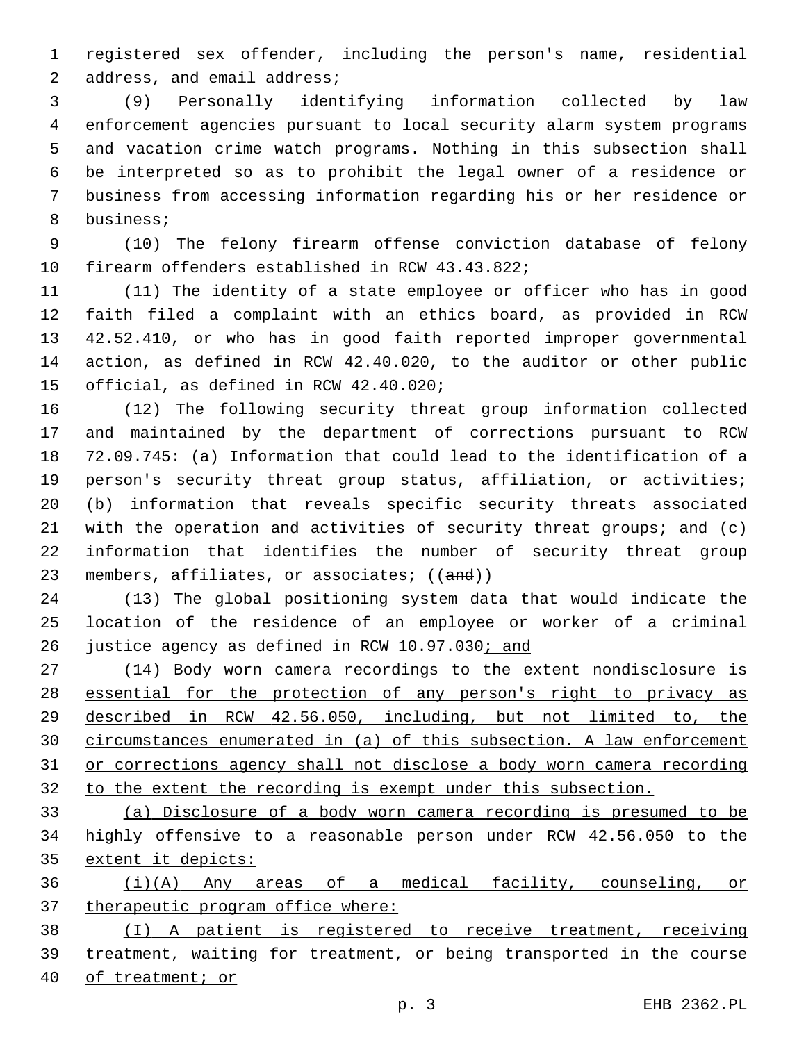registered sex offender, including the person's name, residential address, and email address;

(9) Personally identifying information collected by law enforcement agencies pursuant to local security alarm system programs and vacation crime watch programs. Nothing in this subsection shall be interpreted so as to prohibit the legal owner of a residence or business from accessing information regarding his or her residence or business;

(10) The felony firearm offense conviction database of felony firearm offenders established in RCW 43.43.822;

(11) The identity of a state employee or officer who has in good faith filed a complaint with an ethics board, as provided in RCW 42.52.410, or who has in good faith reported improper governmental action, as defined in RCW 42.40.020, to the auditor or other public official, as defined in RCW 42.40.020;

(12) The following security threat group information collected and maintained by the department of corrections pursuant to RCW 72.09.745: (a) Information that could lead to the identification of a person's security threat group status, affiliation, or activities; (b) information that reveals specific security threats associated with the operation and activities of security threat groups; and (c) information that identifies the number of security threat group members, affiliates, or associates; ((~~and~~))

(13) The global positioning system data that would indicate the location of the residence of an employee or worker of a criminal justice agency as defined in RCW 10.97.030<u>; and</u>

<u>(14) Body worn camera recordings to the extent nondisclosure is essential for the protection of any person's right to privacy as described in RCW 42.56.050, including, but not limited to, the circumstances enumerated in (a) of this subsection. A law enforcement or corrections agency shall not disclose a body worn camera recording to the extent the recording is exempt under this subsection.</u>

<u>(a) Disclosure of a body worn camera recording is presumed to be highly offensive to a reasonable person under RCW 42.56.050 to the extent it depicts:</u>

<u>(i)(A) Any areas of a medical facility, counseling, or therapeutic program office where:</u>

<u>(I) A patient is registered to receive treatment, receiving treatment, waiting for treatment, or being transported in the course of treatment; or</u>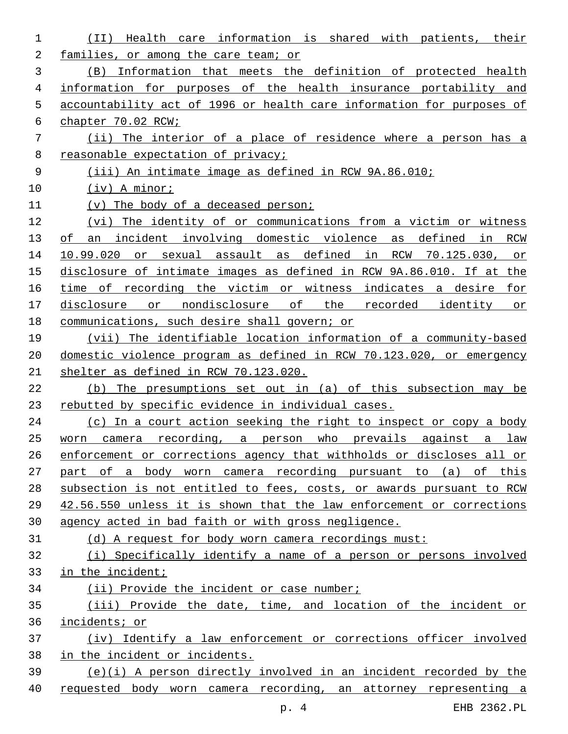(II) Health care information is shared with patients, their families, or among the care team; or

(B) Information that meets the definition of protected health information for purposes of the health insurance portability and accountability act of 1996 or health care information for purposes of chapter 70.02 RCW;

(ii) The interior of a place of residence where a person has a reasonable expectation of privacy;

(iii) An intimate image as defined in RCW 9A.86.010;

(iv) A minor;

(v) The body of a deceased person;

(vi) The identity of or communications from a victim or witness of an incident involving domestic violence as defined in RCW 10.99.020 or sexual assault as defined in RCW 70.125.030, or disclosure of intimate images as defined in RCW 9A.86.010. If at the time of recording the victim or witness indicates a desire for disclosure or nondisclosure of the recorded identity or communications, such desire shall govern; or

(vii) The identifiable location information of a community-based domestic violence program as defined in RCW 70.123.020, or emergency shelter as defined in RCW 70.123.020.

(b) The presumptions set out in (a) of this subsection may be rebutted by specific evidence in individual cases.

(c) In a court action seeking the right to inspect or copy a body worn camera recording, a person who prevails against a law enforcement or corrections agency that withholds or discloses all or part of a body worn camera recording pursuant to (a) of this subsection is not entitled to fees, costs, or awards pursuant to RCW 42.56.550 unless it is shown that the law enforcement or corrections agency acted in bad faith or with gross negligence.

(d) A request for body worn camera recordings must:

(i) Specifically identify a name of a person or persons involved in the incident;

(ii) Provide the incident or case number;

(iii) Provide the date, time, and location of the incident or incidents; or

(iv) Identify a law enforcement or corrections officer involved in the incident or incidents.

(e)(i) A person directly involved in an incident recorded by the requested body worn camera recording, an attorney representing a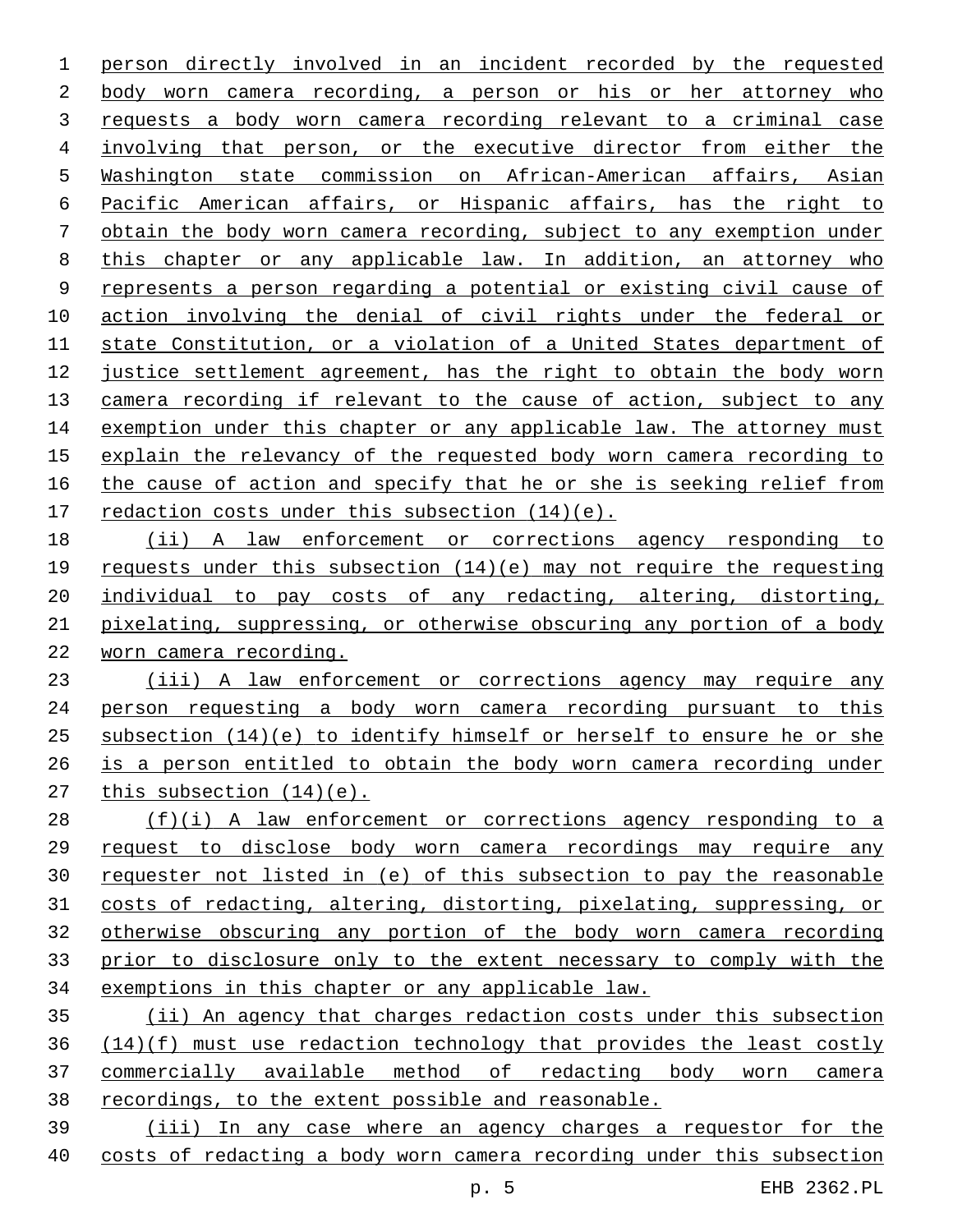person directly involved in an incident recorded by the requested body worn camera recording, a person or his or her attorney who requests a body worn camera recording relevant to a criminal case involving that person, or the executive director from either the Washington state commission on African-American affairs, Asian Pacific American affairs, or Hispanic affairs, has the right to obtain the body worn camera recording, subject to any exemption under this chapter or any applicable law. In addition, an attorney who represents a person regarding a potential or existing civil cause of action involving the denial of civil rights under the federal or state Constitution, or a violation of a United States department of justice settlement agreement, has the right to obtain the body worn camera recording if relevant to the cause of action, subject to any exemption under this chapter or any applicable law. The attorney must explain the relevancy of the requested body worn camera recording to the cause of action and specify that he or she is seeking relief from redaction costs under this subsection (14)(e).

(ii) A law enforcement or corrections agency responding to requests under this subsection (14)(e) may not require the requesting individual to pay costs of any redacting, altering, distorting, pixelating, suppressing, or otherwise obscuring any portion of a body worn camera recording.

(iii) A law enforcement or corrections agency may require any person requesting a body worn camera recording pursuant to this subsection (14)(e) to identify himself or herself to ensure he or she is a person entitled to obtain the body worn camera recording under this subsection (14)(e).

(f)(i) A law enforcement or corrections agency responding to a request to disclose body worn camera recordings may require any requester not listed in (e) of this subsection to pay the reasonable costs of redacting, altering, distorting, pixelating, suppressing, or otherwise obscuring any portion of the body worn camera recording prior to disclosure only to the extent necessary to comply with the exemptions in this chapter or any applicable law.

(ii) An agency that charges redaction costs under this subsection (14)(f) must use redaction technology that provides the least costly commercially available method of redacting body worn camera recordings, to the extent possible and reasonable.

(iii) In any case where an agency charges a requestor for the costs of redacting a body worn camera recording under this subsection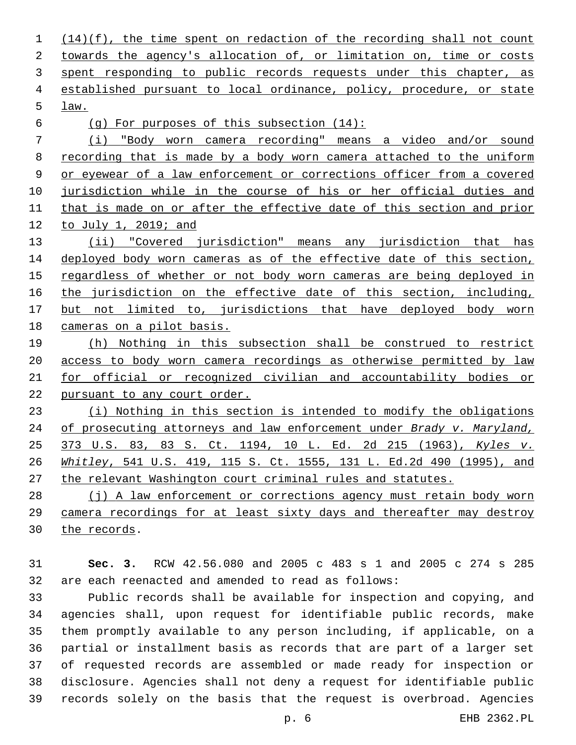(14)(f), the time spent on redaction of the recording shall not count towards the agency's allocation of, or limitation on, time or costs spent responding to public records requests under this chapter, as established pursuant to local ordinance, policy, procedure, or state law.

(g) For purposes of this subsection (14):

(i) "Body worn camera recording" means a video and/or sound recording that is made by a body worn camera attached to the uniform or eyewear of a law enforcement or corrections officer from a covered jurisdiction while in the course of his or her official duties and that is made on or after the effective date of this section and prior to July 1, 2019; and

(ii) "Covered jurisdiction" means any jurisdiction that has deployed body worn cameras as of the effective date of this section, regardless of whether or not body worn cameras are being deployed in the jurisdiction on the effective date of this section, including, but not limited to, jurisdictions that have deployed body worn cameras on a pilot basis.

(h) Nothing in this subsection shall be construed to restrict access to body worn camera recordings as otherwise permitted by law for official or recognized civilian and accountability bodies or pursuant to any court order.

(i) Nothing in this section is intended to modify the obligations of prosecuting attorneys and law enforcement under *Brady v. Maryland,* 373 U.S. 83, 83 S. Ct. 1194, 10 L. Ed. 2d 215 (1963), *Kyles v. Whitley*, 541 U.S. 419, 115 S. Ct. 1555, 131 L. Ed.2d 490 (1995), and the relevant Washington court criminal rules and statutes.

(j) A law enforcement or corrections agency must retain body worn camera recordings for at least sixty days and thereafter may destroy the records.

**Sec. 3.** RCW 42.56.080 and 2005 c 483 s 1 and 2005 c 274 s 285 are each reenacted and amended to read as follows:

Public records shall be available for inspection and copying, and agencies shall, upon request for identifiable public records, make them promptly available to any person including, if applicable, on a partial or installment basis as records that are part of a larger set of requested records are assembled or made ready for inspection or disclosure. Agencies shall not deny a request for identifiable public records solely on the basis that the request is overbroad. Agencies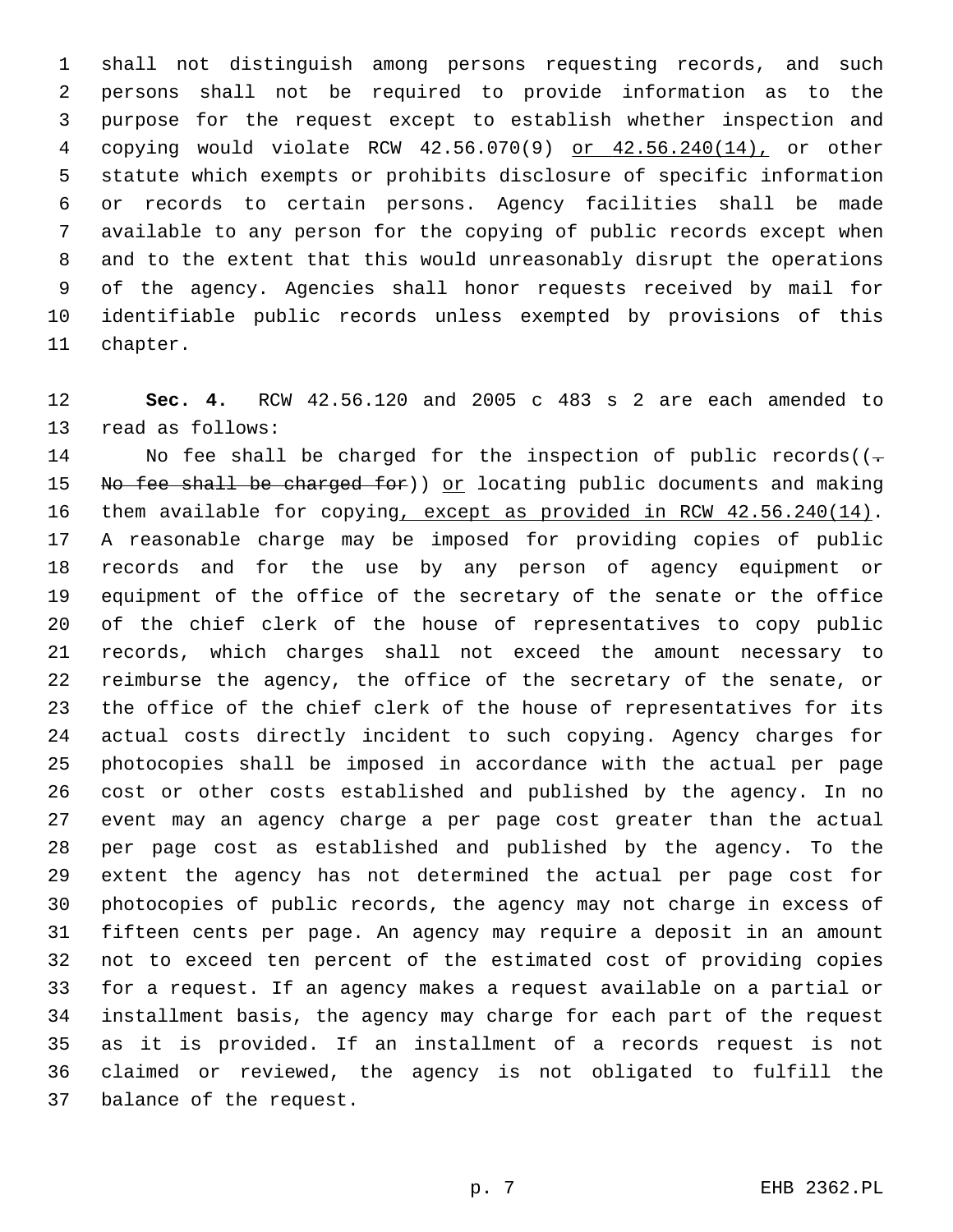shall not distinguish among persons requesting records, and such persons shall not be required to provide information as to the purpose for the request except to establish whether inspection and copying would violate RCW 42.56.070(9) or 42.56.240(14), or other statute which exempts or prohibits disclosure of specific information or records to certain persons. Agency facilities shall be made available to any person for the copying of public records except when and to the extent that this would unreasonably disrupt the operations of the agency. Agencies shall honor requests received by mail for identifiable public records unless exempted by provisions of this chapter.

**Sec. 4.** RCW 42.56.120 and 2005 c 483 s 2 are each amended to read as follows:

No fee shall be charged for the inspection of public records((. No fee shall be charged for)) or locating public documents and making them available for copying, except as provided in RCW 42.56.240(14). A reasonable charge may be imposed for providing copies of public records and for the use by any person of agency equipment or equipment of the office of the secretary of the senate or the office of the chief clerk of the house of representatives to copy public records, which charges shall not exceed the amount necessary to reimburse the agency, the office of the secretary of the senate, or the office of the chief clerk of the house of representatives for its actual costs directly incident to such copying. Agency charges for photocopies shall be imposed in accordance with the actual per page cost or other costs established and published by the agency. In no event may an agency charge a per page cost greater than the actual per page cost as established and published by the agency. To the extent the agency has not determined the actual per page cost for photocopies of public records, the agency may not charge in excess of fifteen cents per page. An agency may require a deposit in an amount not to exceed ten percent of the estimated cost of providing copies for a request. If an agency makes a request available on a partial or installment basis, the agency may charge for each part of the request as it is provided. If an installment of a records request is not claimed or reviewed, the agency is not obligated to fulfill the balance of the request.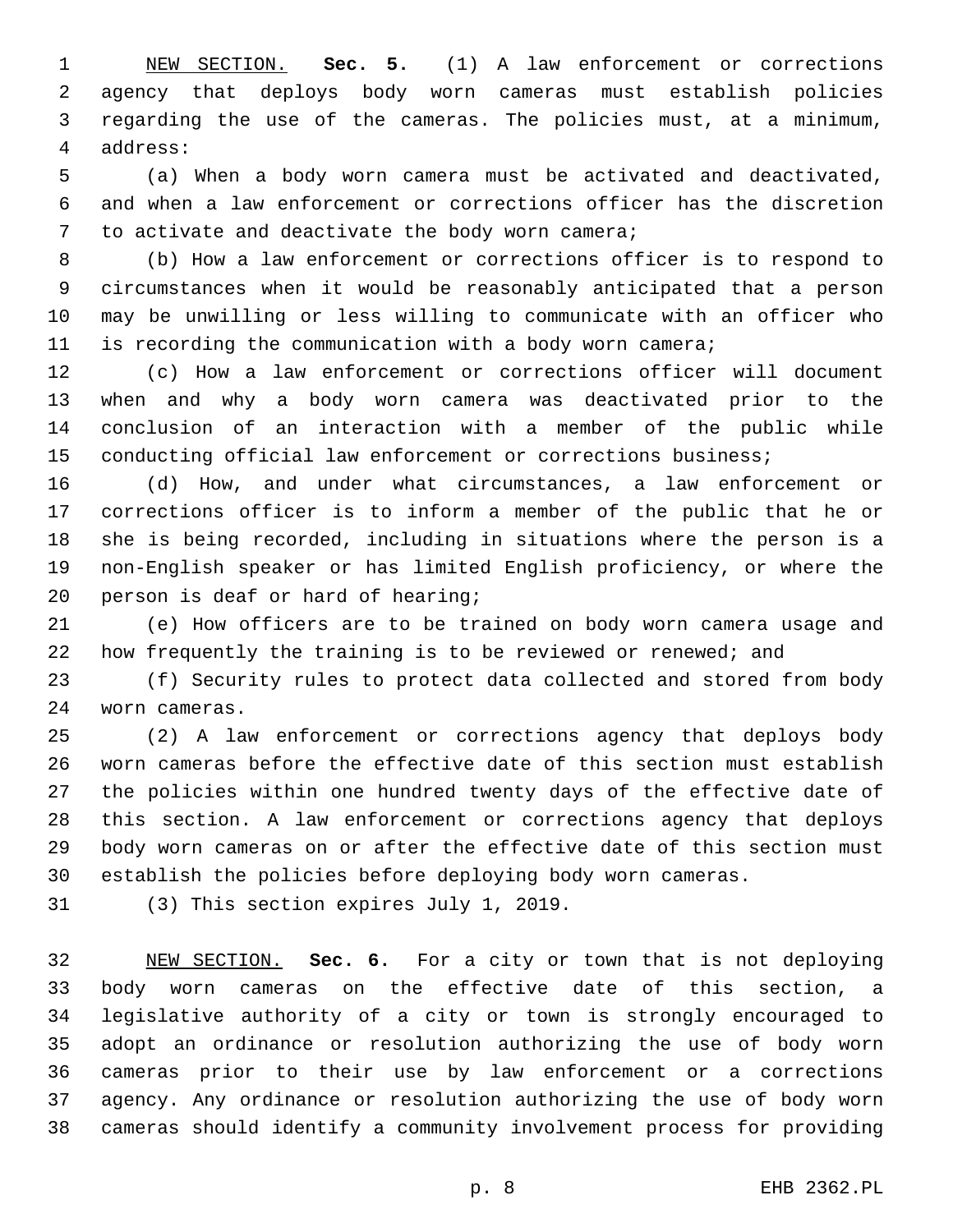NEW SECTION. **Sec. 5.** (1) A law enforcement or corrections agency that deploys body worn cameras must establish policies regarding the use of the cameras. The policies must, at a minimum, address:

(a) When a body worn camera must be activated and deactivated, and when a law enforcement or corrections officer has the discretion to activate and deactivate the body worn camera;

(b) How a law enforcement or corrections officer is to respond to circumstances when it would be reasonably anticipated that a person may be unwilling or less willing to communicate with an officer who is recording the communication with a body worn camera;

(c) How a law enforcement or corrections officer will document when and why a body worn camera was deactivated prior to the conclusion of an interaction with a member of the public while conducting official law enforcement or corrections business;

(d) How, and under what circumstances, a law enforcement or corrections officer is to inform a member of the public that he or she is being recorded, including in situations where the person is a non-English speaker or has limited English proficiency, or where the person is deaf or hard of hearing;

(e) How officers are to be trained on body worn camera usage and how frequently the training is to be reviewed or renewed; and

(f) Security rules to protect data collected and stored from body worn cameras.

(2) A law enforcement or corrections agency that deploys body worn cameras before the effective date of this section must establish the policies within one hundred twenty days of the effective date of this section. A law enforcement or corrections agency that deploys body worn cameras on or after the effective date of this section must establish the policies before deploying body worn cameras.

(3) This section expires July 1, 2019.

NEW SECTION. **Sec. 6.** For a city or town that is not deploying body worn cameras on the effective date of this section, a legislative authority of a city or town is strongly encouraged to adopt an ordinance or resolution authorizing the use of body worn cameras prior to their use by law enforcement or a corrections agency. Any ordinance or resolution authorizing the use of body worn cameras should identify a community involvement process for providing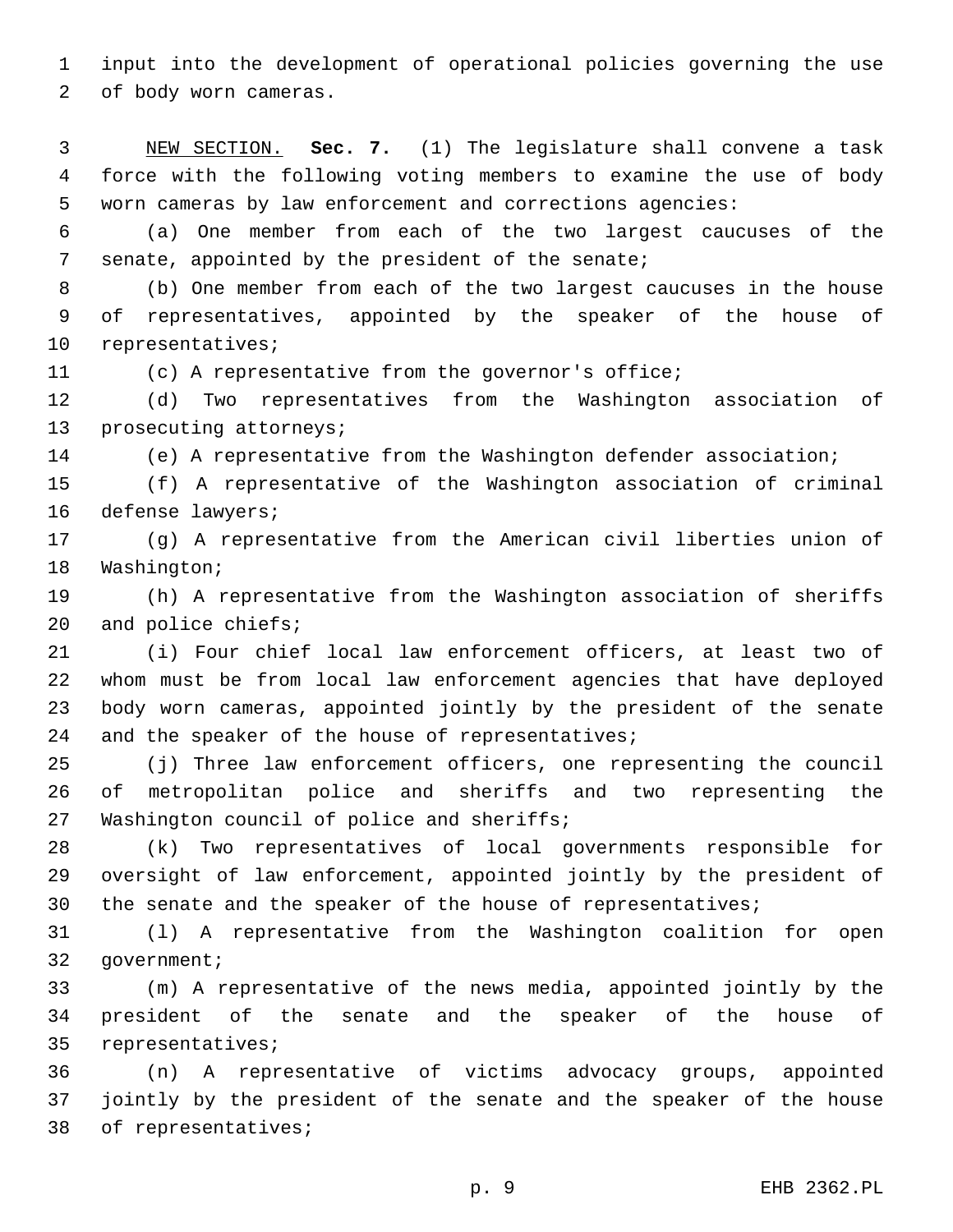input into the development of operational policies governing the use of body worn cameras.

NEW SECTION. **Sec. 7.** (1) The legislature shall convene a task force with the following voting members to examine the use of body worn cameras by law enforcement and corrections agencies:

(a) One member from each of the two largest caucuses of the senate, appointed by the president of the senate;

(b) One member from each of the two largest caucuses in the house of representatives, appointed by the speaker of the house of representatives;

(c) A representative from the governor's office;

(d) Two representatives from the Washington association of prosecuting attorneys;

(e) A representative from the Washington defender association;

(f) A representative of the Washington association of criminal defense lawyers;

(g) A representative from the American civil liberties union of Washington;

(h) A representative from the Washington association of sheriffs and police chiefs;

(i) Four chief local law enforcement officers, at least two of whom must be from local law enforcement agencies that have deployed body worn cameras, appointed jointly by the president of the senate and the speaker of the house of representatives;

(j) Three law enforcement officers, one representing the council of metropolitan police and sheriffs and two representing the Washington council of police and sheriffs;

(k) Two representatives of local governments responsible for oversight of law enforcement, appointed jointly by the president of the senate and the speaker of the house of representatives;

(l) A representative from the Washington coalition for open government;

(m) A representative of the news media, appointed jointly by the president of the senate and the speaker of the house of representatives;

(n) A representative of victims advocacy groups, appointed jointly by the president of the senate and the speaker of the house of representatives;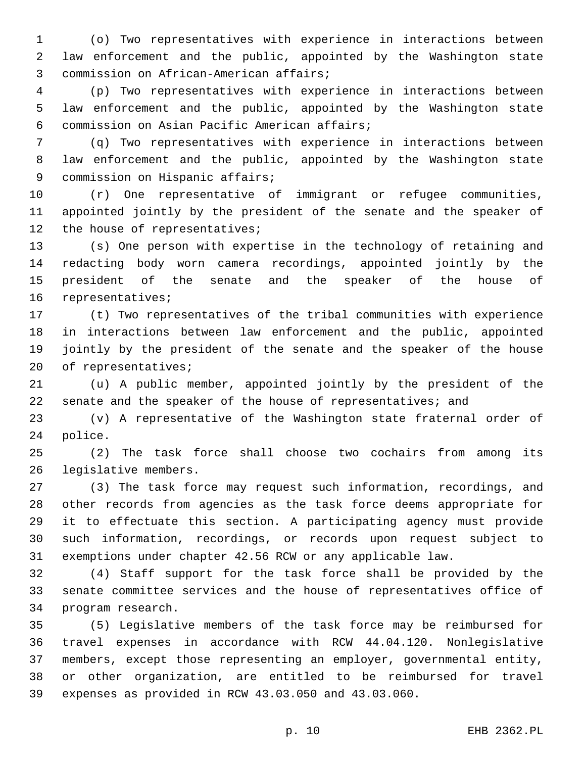(o) Two representatives with experience in interactions between law enforcement and the public, appointed by the Washington state commission on African-American affairs;

(p) Two representatives with experience in interactions between law enforcement and the public, appointed by the Washington state commission on Asian Pacific American affairs;

(q) Two representatives with experience in interactions between law enforcement and the public, appointed by the Washington state commission on Hispanic affairs;

(r) One representative of immigrant or refugee communities, appointed jointly by the president of the senate and the speaker of the house of representatives;

(s) One person with expertise in the technology of retaining and redacting body worn camera recordings, appointed jointly by the president of the senate and the speaker of the house of representatives;

(t) Two representatives of the tribal communities with experience in interactions between law enforcement and the public, appointed jointly by the president of the senate and the speaker of the house of representatives;

(u) A public member, appointed jointly by the president of the senate and the speaker of the house of representatives; and

(v) A representative of the Washington state fraternal order of police.

(2) The task force shall choose two cochairs from among its legislative members.

(3) The task force may request such information, recordings, and other records from agencies as the task force deems appropriate for it to effectuate this section. A participating agency must provide such information, recordings, or records upon request subject to exemptions under chapter 42.56 RCW or any applicable law.

(4) Staff support for the task force shall be provided by the senate committee services and the house of representatives office of program research.

(5) Legislative members of the task force may be reimbursed for travel expenses in accordance with RCW 44.04.120. Nonlegislative members, except those representing an employer, governmental entity, or other organization, are entitled to be reimbursed for travel expenses as provided in RCW 43.03.050 and 43.03.060.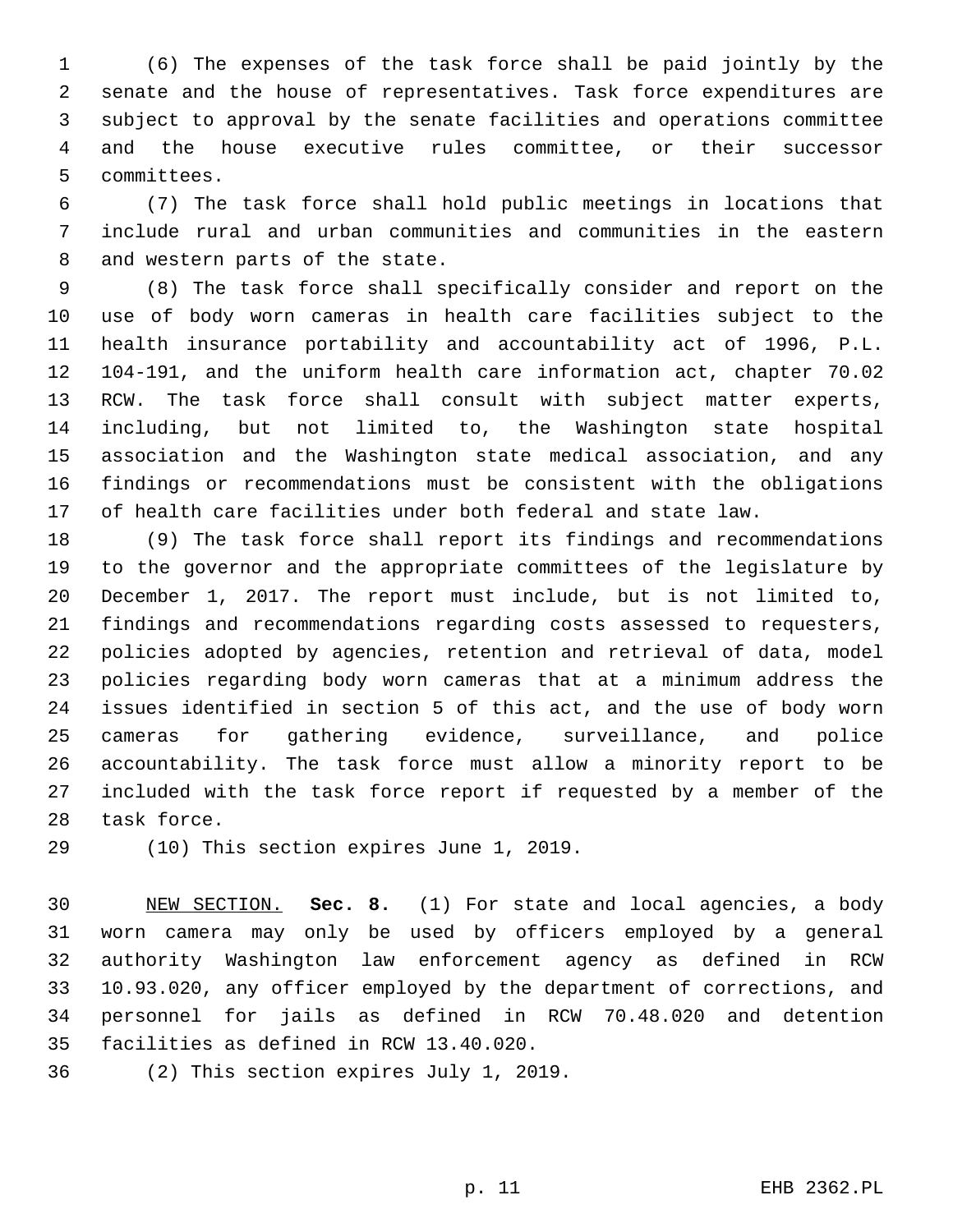(6) The expenses of the task force shall be paid jointly by the senate and the house of representatives. Task force expenditures are subject to approval by the senate facilities and operations committee and the house executive rules committee, or their successor committees.

(7) The task force shall hold public meetings in locations that include rural and urban communities and communities in the eastern and western parts of the state.

(8) The task force shall specifically consider and report on the use of body worn cameras in health care facilities subject to the health insurance portability and accountability act of 1996, P.L. 104-191, and the uniform health care information act, chapter 70.02 RCW. The task force shall consult with subject matter experts, including, but not limited to, the Washington state hospital association and the Washington state medical association, and any findings or recommendations must be consistent with the obligations of health care facilities under both federal and state law.

(9) The task force shall report its findings and recommendations to the governor and the appropriate committees of the legislature by December 1, 2017. The report must include, but is not limited to, findings and recommendations regarding costs assessed to requesters, policies adopted by agencies, retention and retrieval of data, model policies regarding body worn cameras that at a minimum address the issues identified in section 5 of this act, and the use of body worn cameras for gathering evidence, surveillance, and police accountability. The task force must allow a minority report to be included with the task force report if requested by a member of the task force.

(10) This section expires June 1, 2019.

NEW SECTION. **Sec. 8.** (1) For state and local agencies, a body worn camera may only be used by officers employed by a general authority Washington law enforcement agency as defined in RCW 10.93.020, any officer employed by the department of corrections, and personnel for jails as defined in RCW 70.48.020 and detention facilities as defined in RCW 13.40.020.

(2) This section expires July 1, 2019.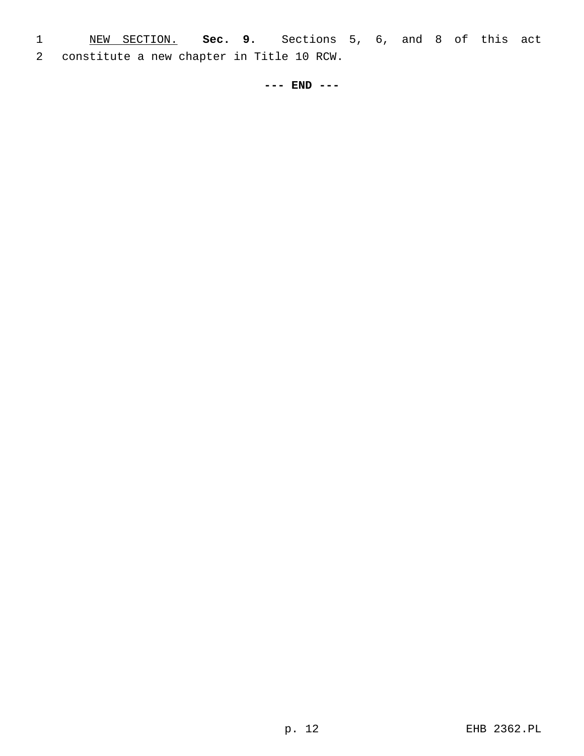NEW SECTION. **Sec. 9.** Sections 5, 6, and 8 of this act constitute a new chapter in Title 10 RCW.

**--- END ---**